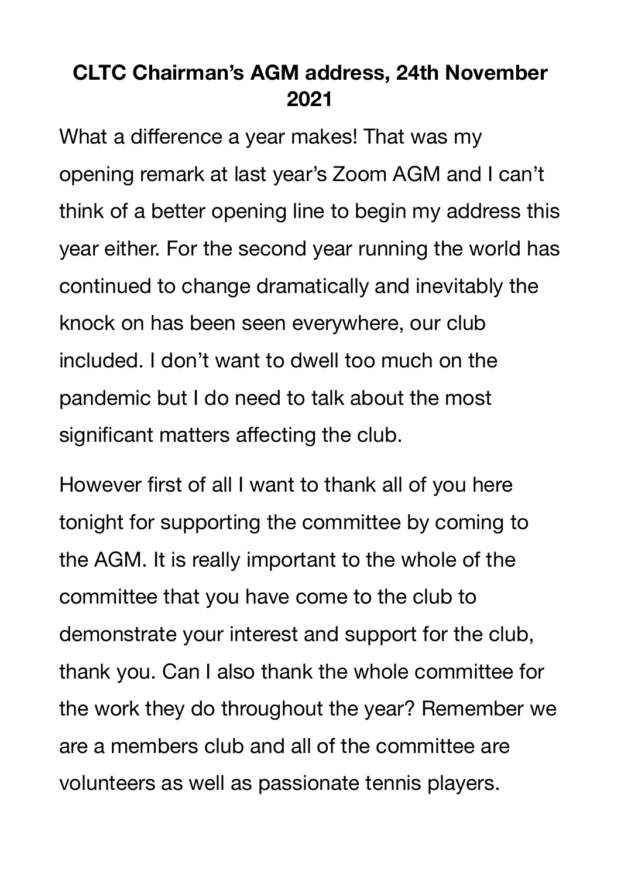# CLTC Chairman's AGM address, 24th November 2021

What a difference a year makes! That was my opening remark at last year's Zoom AGM and I can't think of a better opening line to begin my address this year either. For the second year running the world has continued to change dramatically and inevitably the knock on has been seen everywhere, our club included. I don't want to dwell too much on the pandemic but I do need to talk about the most significant matters affecting the club.

However first of all I want to thank all of you here tonight for supporting the committee by coming to the AGM. It is really important to the whole of the committee that you have come to the club to demonstrate your interest and support for the club, thank you. Can I also thank the whole committee for the work they do throughout the year? Remember we are a members club and all of the committee are volunteers as well as passionate tennis players.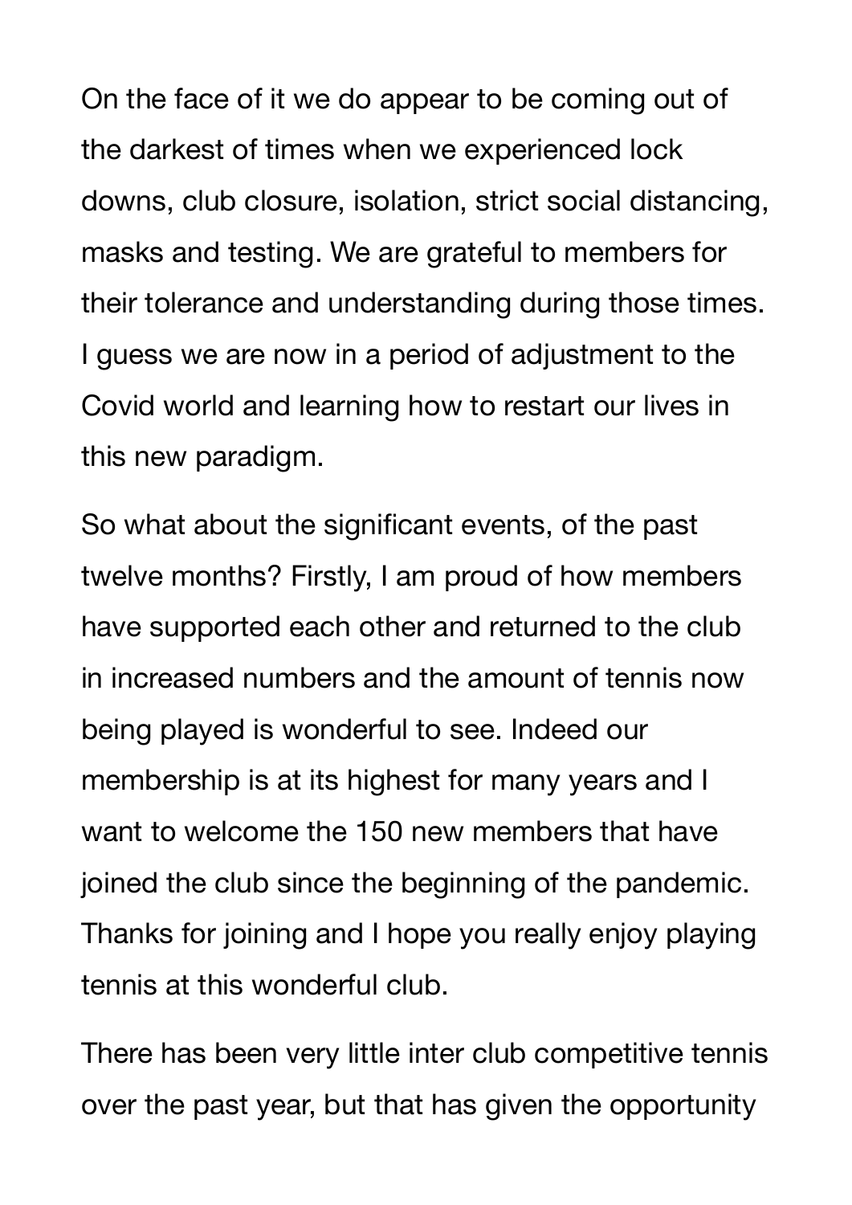On the face of it we do appear to be coming out of the darkest of times when we experienced lock downs, club closure, isolation, strict social distancing, masks and testing. We are grateful to members for their tolerance and understanding during those times. I guess we are now in a period of adjustment to the Covid world and learning how to restart our lives in this new paradigm.

So what about the significant events, of the past twelve months? Firstly, I am proud of how members have supported each other and returned to the club in increased numbers and the amount of tennis now being played is wonderful to see. Indeed our membership is at its highest for many years and I want to welcome the 150 new members that have joined the club since the beginning of the pandemic. Thanks for joining and I hope you really enjoy playing tennis at this wonderful club.

There has been very little inter club competitive tennis over the past year, but that has given the opportunity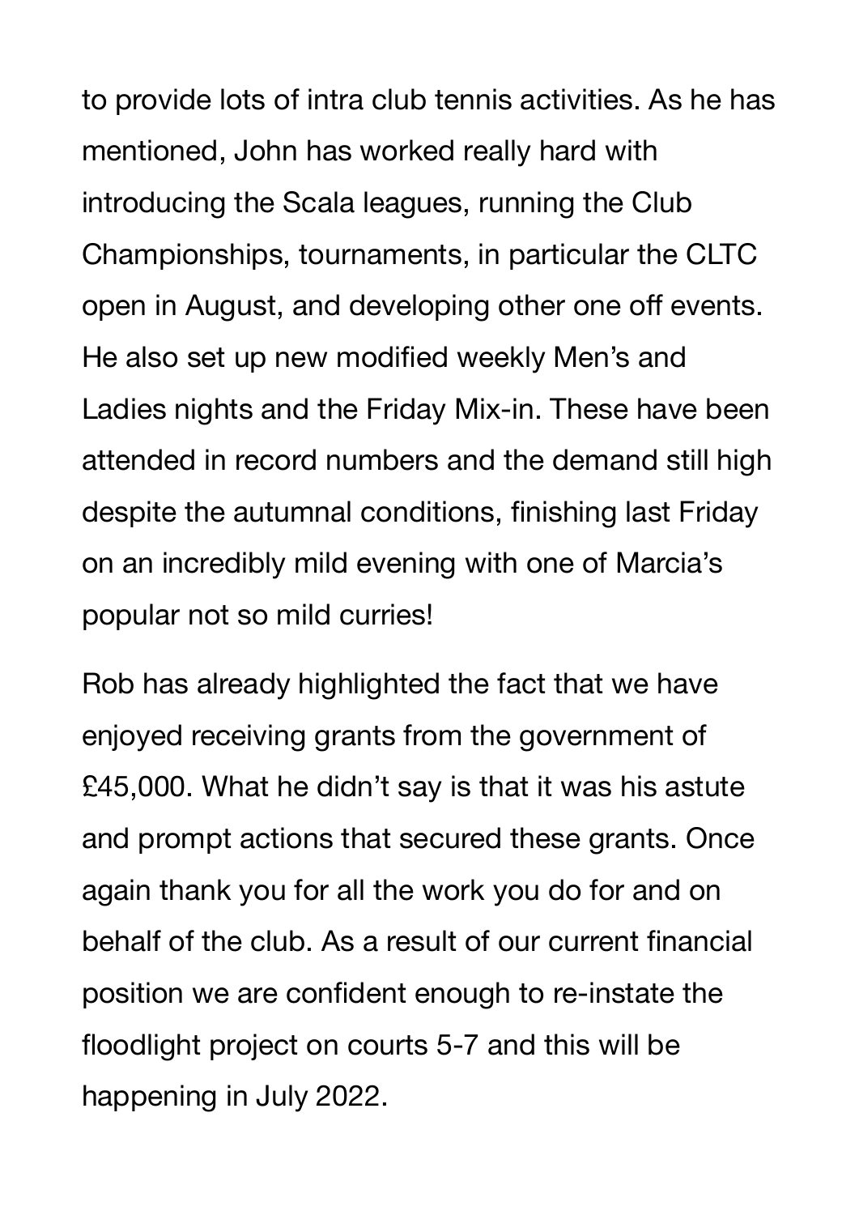to provide lots of intra club tennis activities. As he has mentioned, John has worked really hard with introducing the Scala leagues, running the Club Championships, tournaments, in particular the CLTC open in August, and developing other one off events. He also set up new modified weekly Men's and Ladies nights and the Friday Mix-in. These have been attended in record numbers and the demand still high despite the autumnal conditions, finishing last Friday on an incredibly mild evening with one of Marcia's popular not so mild curries!

Rob has already highlighted the fact that we have enjoyed receiving grants from the government of £45,000. What he didn't say is that it was his astute and prompt actions that secured these grants. Once again thank you for all the work you do for and on behalf of the club. As a result of our current financial position we are confident enough to re-instate the floodlight project on courts 5-7 and this will be happening in July 2022.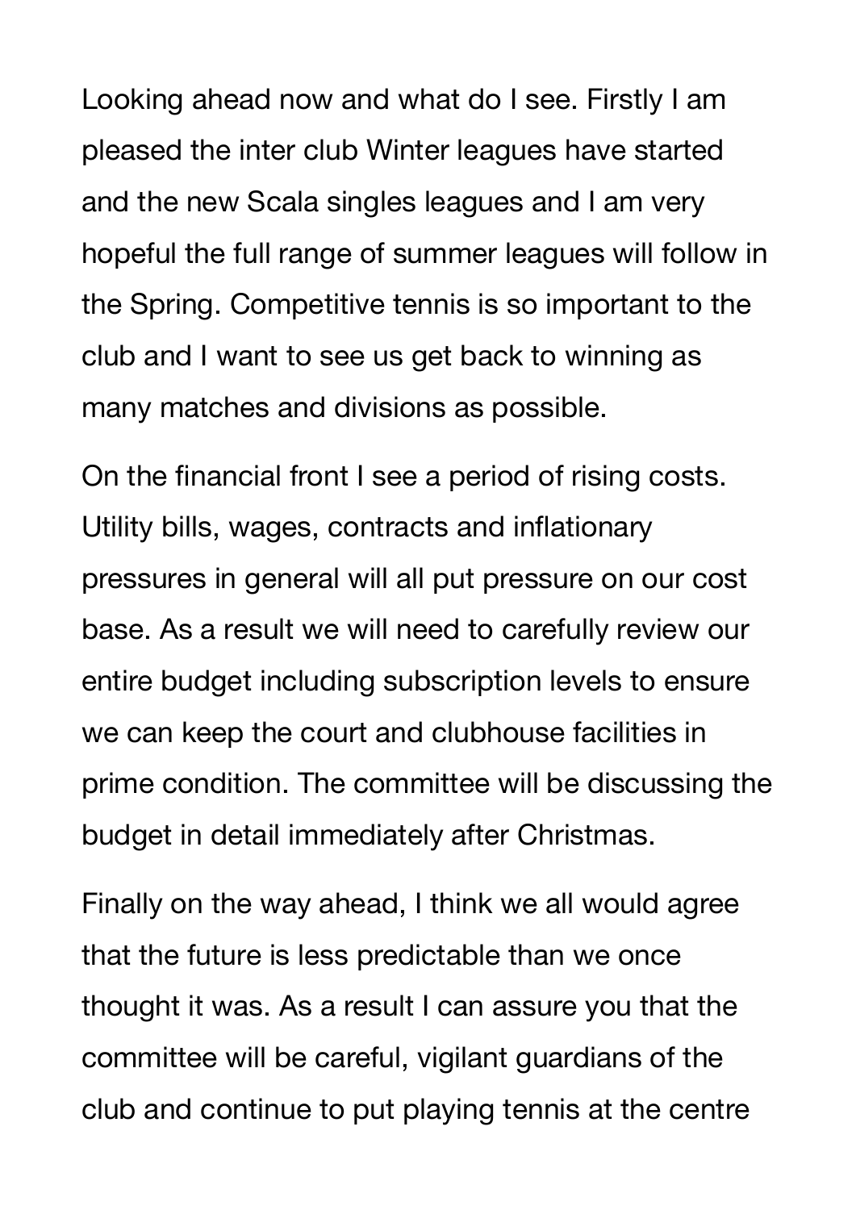Looking ahead now and what do I see. Firstly I am pleased the inter club Winter leagues have started and the new Scala singles leagues and I am very hopeful the full range of summer leagues will follow in the Spring. Competitive tennis is so important to the club and I want to see us get back to winning as many matches and divisions as possible.

On the financial front I see a period of rising costs. Utility bills, wages, contracts and inflationary pressures in general will all put pressure on our cost base. As a result we will need to carefully review our entire budget including subscription levels to ensure we can keep the court and clubhouse facilities in prime condition. The committee will be discussing the budget in detail immediately after Christmas.

Finally on the way ahead, I think we all would agree that the future is less predictable than we once thought it was. As a result I can assure you that the committee will be careful, vigilant guardians of the club and continue to put playing tennis at the centre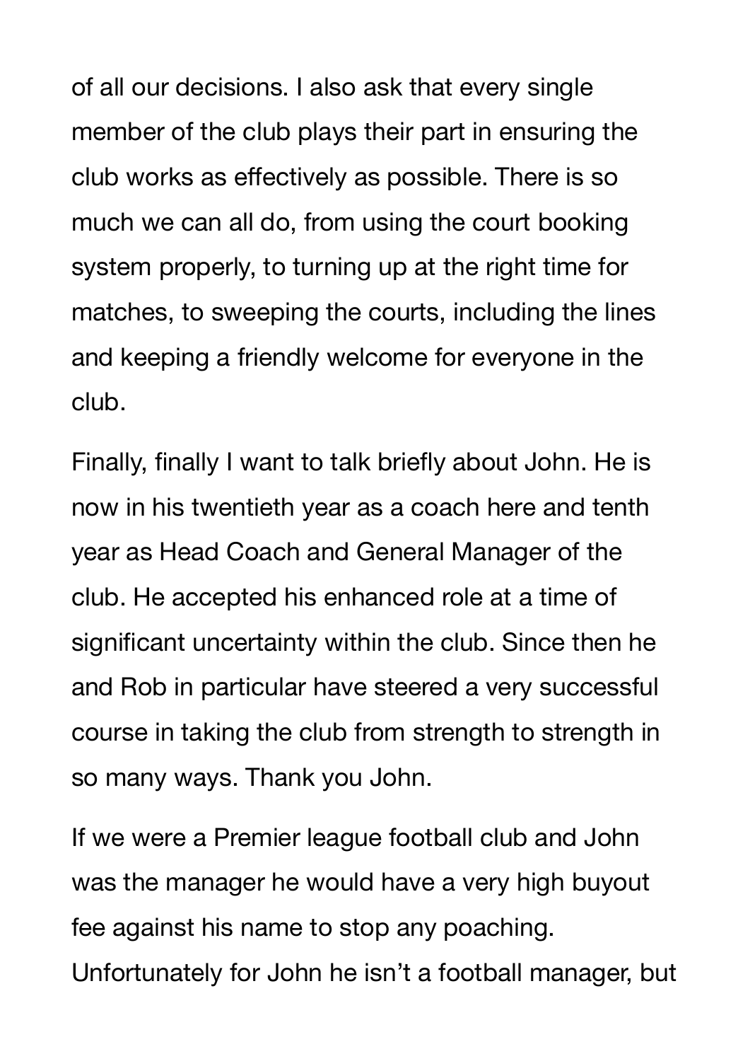of all our decisions. I also ask that every single member of the club plays their part in ensuring the club works as effectively as possible. There is so much we can all do, from using the court booking system properly, to turning up at the right time for matches, to sweeping the courts, including the lines and keeping a friendly welcome for everyone in the club.

Finally, finally I want to talk briefly about John. He is now in his twentieth year as a coach here and tenth year as Head Coach and General Manager of the club. He accepted his enhanced role at a time of significant uncertainty within the club. Since then he and Rob in particular have steered a very successful course in taking the club from strength to strength in so many ways. Thank you John.

If we were a Premier league football club and John was the manager he would have a very high buyout fee against his name to stop any poaching. Unfortunately for John he isn't a football manager, but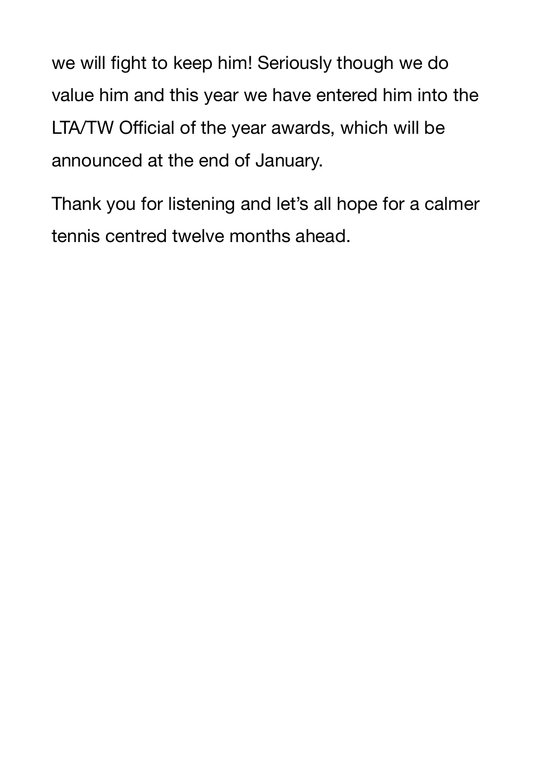we will fight to keep him! Seriously though we do value him and this year we have entered him into the LTA/TW Official of the year awards, which will be announced at the end of January.

Thank you for listening and let's all hope for a calmer tennis centred twelve months ahead.